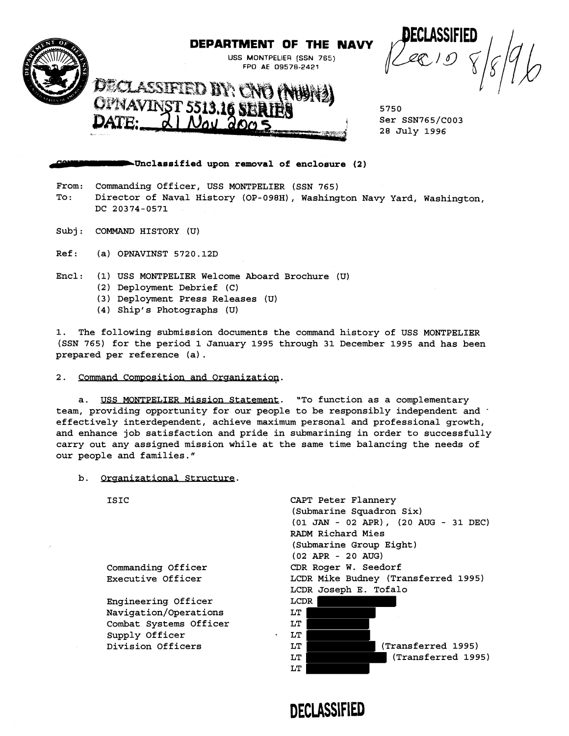**DEPARTMENT OF THE NAVY**
USS MONTPELIER (SSN 765)
FPO AE 09578-2421

DECLASSIFIED BY: CNO (N09N2)
OPNAVINST 5513.16 SERIES
DATE: 21 Nov 2005

DECLASSIFIED
Rec'd 8/8/96

5750
Ser SSN765/C003
28 July 1996

**Unclassified upon removal of enclosure (2)**

From: Commanding Officer, USS MONTPELIER (SSN 765)
To: Director of Naval History (OP-098H), Washington Navy Yard, Washington, DC 20374-0571

Subj: COMMAND HISTORY (U)

Ref: (a) OPNAVINST 5720.12D

Encl: (1) USS MONTPELIER Welcome Aboard Brochure (U)
(2) Deployment Debrief (C)
(3) Deployment Press Releases (U)
(4) Ship's Photographs (U)

1. The following submission documents the command history of USS MONTPELIER (SSN 765) for the period 1 January 1995 through 31 December 1995 and has been prepared per reference (a).

2. Command Composition and Organization.

a. USS MONTPELIER Mission Statement. "To function as a complementary team, providing opportunity for our people to be responsibly independent and effectively interdependent, achieve maximum personal and professional growth, and enhance job satisfaction and pride in submarining in order to successfully carry out any assigned mission while at the same time balancing the needs of our people and families."

b. Organizational Structure.

| | |
|---|---|
| ISIC | CAPT Peter Flannery (Submarine Squadron Six) (01 JAN - 02 APR), (20 AUG - 31 DEC) |
| | RADM Richard Mies (Submarine Group Eight) (02 APR - 20 AUG) |
| Commanding Officer | CDR Roger W. Seedorf |
| Executive Officer | LCDR Mike Budney (Transferred 1995) |
| | LCDR Joseph E. Tofalo |
| Engineering Officer | LCDR [redacted] |
| Navigation/Operations | LT [redacted] |
| Combat Systems Officer | LT [redacted] |
| Supply Officer | LT [redacted] |
| Division Officers | LT [redacted] (Transferred 1995) |
| | LT [redacted] (Transferred 1995) |
| | LT [redacted] |

DECLASSIFIED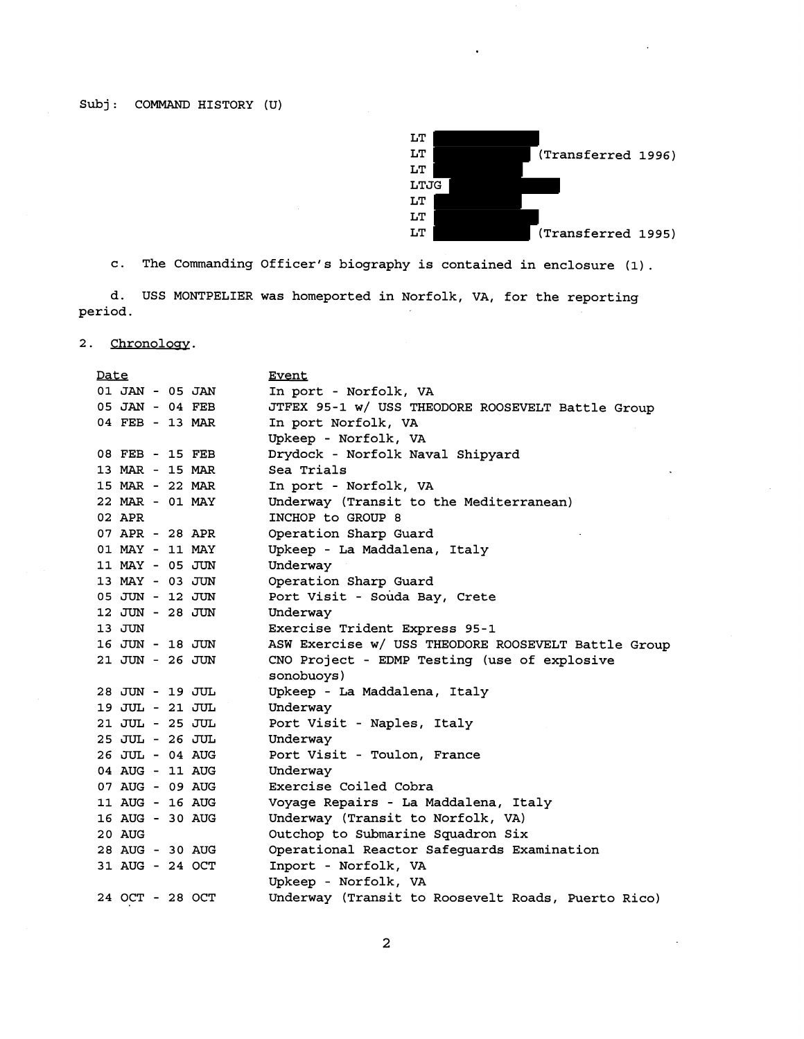Subj: COMMAND HISTORY (U)

LT ██████████
LT ██████████ (Transferred 1996)
LT ██████████
LTJG ██████████
LT ██████████
LT ██████████
LT ██████████ (Transferred 1995)

c. The Commanding Officer's biography is contained in enclosure (1).

d. USS MONTPELIER was homeported in Norfolk, VA, for the reporting period.

2. Chronology.

| Date | Event |
| --- | --- |
| 01 JAN - 05 JAN | In port - Norfolk, VA |
| 05 JAN - 04 FEB | JTFEX 95-1 w/ USS THEODORE ROOSEVELT Battle Group |
| 04 FEB - 13 MAR | In port Norfolk, VA<br>Upkeep - Norfolk, VA |
| 08 FEB - 15 FEB | Drydock - Norfolk Naval Shipyard |
| 13 MAR - 15 MAR | Sea Trials |
| 15 MAR - 22 MAR | In port - Norfolk, VA |
| 22 MAR - 01 MAY | Underway (Transit to the Mediterranean) |
| 02 APR | INCHOP to GROUP 8 |
| 07 APR - 28 APR | Operation Sharp Guard |
| 01 MAY - 11 MAY | Upkeep - La Maddalena, Italy |
| 11 MAY - 05 JUN | Underway |
| 13 MAY - 03 JUN | Operation Sharp Guard |
| 05 JUN - 12 JUN | Port Visit - Souda Bay, Crete |
| 12 JUN - 28 JUN | Underway |
| 13 JUN | Exercise Trident Express 95-1 |
| 16 JUN - 18 JUN | ASW Exercise w/ USS THEODORE ROOSEVELT Battle Group |
| 21 JUN - 26 JUN | CNO Project - EDMP Testing (use of explosive sonobuoys) |
| 28 JUN - 19 JUL | Upkeep - La Maddalena, Italy |
| 19 JUL - 21 JUL | Underway |
| 21 JUL - 25 JUL | Port Visit - Naples, Italy |
| 25 JUL - 26 JUL | Underway |
| 26 JUL - 04 AUG | Port Visit - Toulon, France |
| 04 AUG - 11 AUG | Underway |
| 07 AUG - 09 AUG | Exercise Coiled Cobra |
| 11 AUG - 16 AUG | Voyage Repairs - La Maddalena, Italy |
| 16 AUG - 30 AUG | Underway (Transit to Norfolk, VA) |
| 20 AUG | Outchop to Submarine Squadron Six |
| 28 AUG - 30 AUG | Operational Reactor Safeguards Examination |
| 31 AUG - 24 OCT | Inport - Norfolk, VA<br>Upkeep - Norfolk, VA |
| 24 OCT - 28 OCT | Underway (Transit to Roosevelt Roads, Puerto Rico) |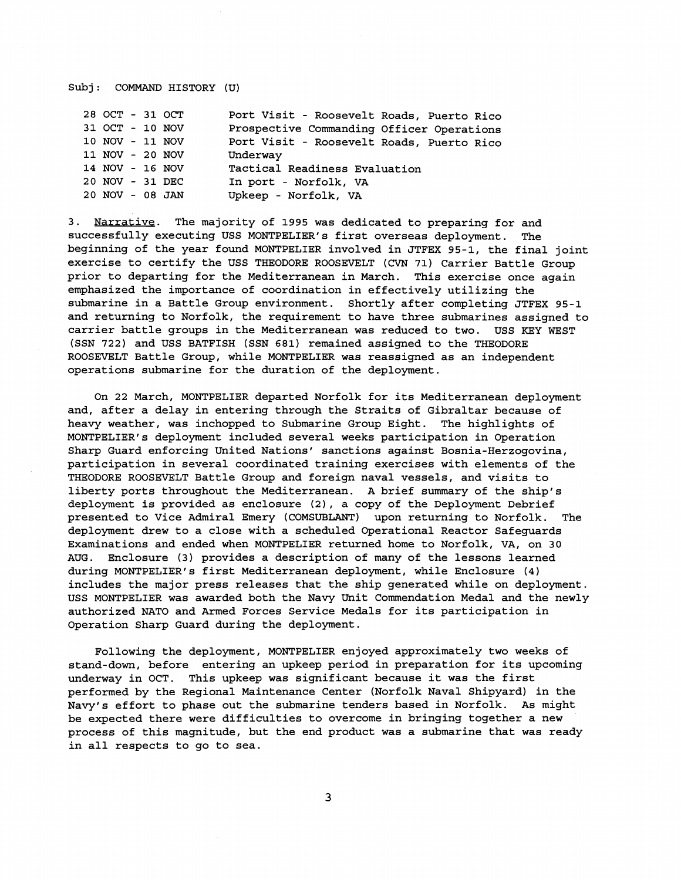Subj: COMMAND HISTORY (U)

| | |
|---|---|
| 28 OCT - 31 OCT | Port Visit - Roosevelt Roads, Puerto Rico |
| 31 OCT - 10 NOV | Prospective Commanding Officer Operations |
| 10 NOV - 11 NOV | Port Visit - Roosevelt Roads, Puerto Rico |
| 11 NOV - 20 NOV | Underway |
| 14 NOV - 16 NOV | Tactical Readiness Evaluation |
| 20 NOV - 31 DEC | In port - Norfolk, VA |
| 20 NOV - 08 JAN | Upkeep - Norfolk, VA |

3. Narrative. The majority of 1995 was dedicated to preparing for and successfully executing USS MONTPELIER's first overseas deployment. The beginning of the year found MONTPELIER involved in JTFEX 95-1, the final joint exercise to certify the USS THEODORE ROOSEVELT (CVN 71) Carrier Battle Group prior to departing for the Mediterranean in March. This exercise once again emphasized the importance of coordination in effectively utilizing the submarine in a Battle Group environment. Shortly after completing JTFEX 95-1 and returning to Norfolk, the requirement to have three submarines assigned to carrier battle groups in the Mediterranean was reduced to two. USS KEY WEST (SSN 722) and USS BATFISH (SSN 681) remained assigned to the THEODORE ROOSEVELT Battle Group, while MONTPELIER was reassigned as an independent operations submarine for the duration of the deployment.

On 22 March, MONTPELIER departed Norfolk for its Mediterranean deployment and, after a delay in entering through the Straits of Gibraltar because of heavy weather, was inchopped to Submarine Group Eight. The highlights of MONTPELIER's deployment included several weeks participation in Operation Sharp Guard enforcing United Nations' sanctions against Bosnia-Herzogovina, participation in several coordinated training exercises with elements of the THEODORE ROOSEVELT Battle Group and foreign naval vessels, and visits to liberty ports throughout the Mediterranean. A brief summary of the ship's deployment is provided as enclosure (2), a copy of the Deployment Debrief presented to Vice Admiral Emery (COMSUBLANT) upon returning to Norfolk. The deployment drew to a close with a scheduled Operational Reactor Safeguards Examinations and ended when MONTPELIER returned home to Norfolk, VA, on 30 AUG. Enclosure (3) provides a description of many of the lessons learned during MONTPELIER's first Mediterranean deployment, while Enclosure (4) includes the major press releases that the ship generated while on deployment. USS MONTPELIER was awarded both the Navy Unit Commendation Medal and the newly authorized NATO and Armed Forces Service Medals for its participation in Operation Sharp Guard during the deployment.

Following the deployment, MONTPELIER enjoyed approximately two weeks of stand-down, before entering an upkeep period in preparation for its upcoming underway in OCT. This upkeep was significant because it was the first performed by the Regional Maintenance Center (Norfolk Naval Shipyard) in the Navy's effort to phase out the submarine tenders based in Norfolk. As might be expected there were difficulties to overcome in bringing together a new process of this magnitude, but the end product was a submarine that was ready in all respects to go to sea.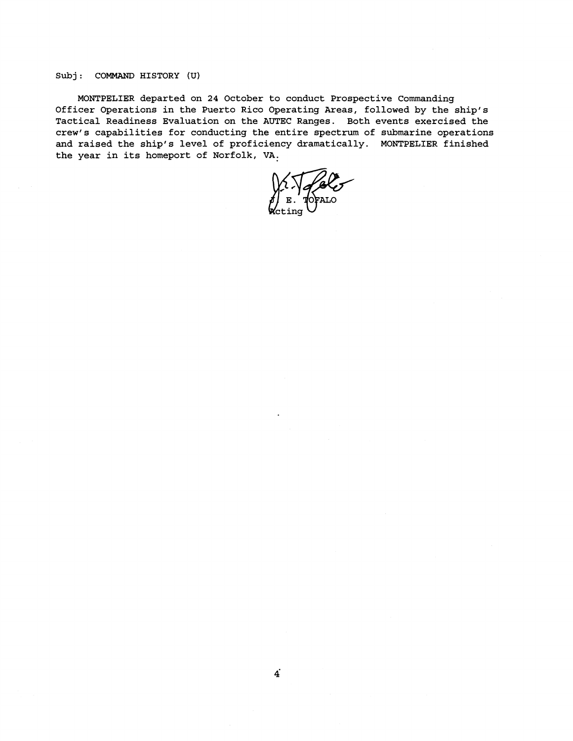Subj: COMMAND HISTORY (U)

MONTPELIER departed on 24 October to conduct Prospective Commanding Officer Operations in the Puerto Rico Operating Areas, followed by the ship's Tactical Readiness Evaluation on the AUTEC Ranges. Both events exercised the crew's capabilities for conducting the entire spectrum of submarine operations and raised the ship's level of proficiency dramatically. MONTPELIER finished the year in its homeport of Norfolk, VA.

J. E. TOFALO
Acting